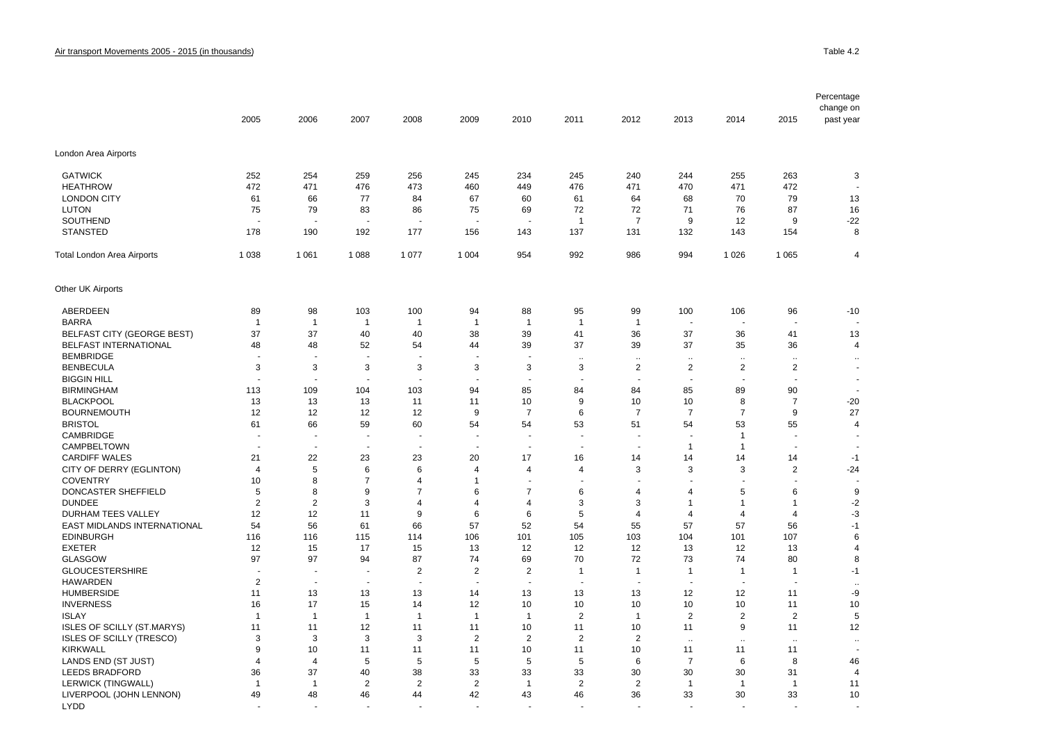Air transport Movements 2005 - 2015 (in thousands)

Table 4.2

| | 2005 | 2006 | 2007 | 2008 | 2009 | 2010 | 2011 | 2012 | 2013 | 2014 | 2015 | Percentage change on past year |
|---|---|---|---|---|---|---|---|---|---|---|---|---|
| London Area Airports | | | | | | | | | | | | |
| GATWICK | 252 | 254 | 259 | 256 | 245 | 234 | 245 | 240 | 244 | 255 | 263 | 3 |
| HEATHROW | 472 | 471 | 476 | 473 | 460 | 449 | 476 | 471 | 470 | 471 | 472 | - |
| LONDON CITY | 61 | 66 | 77 | 84 | 67 | 60 | 61 | 64 | 68 | 70 | 79 | 13 |
| LUTON | 75 | 79 | 83 | 86 | 75 | 69 | 72 | 72 | 71 | 76 | 87 | 16 |
| SOUTHEND | - | - | - | - | - | - | 1 | 7 | 9 | 12 | 9 | -22 |
| STANSTED | 178 | 190 | 192 | 177 | 156 | 143 | 137 | 131 | 132 | 143 | 154 | 8 |
| Total London Area Airports | 1 038 | 1 061 | 1 088 | 1 077 | 1 004 | 954 | 992 | 986 | 994 | 1 026 | 1 065 | 4 |
| Other UK Airports | | | | | | | | | | | | |
| ABERDEEN | 89 | 98 | 103 | 100 | 94 | 88 | 95 | 99 | 100 | 106 | 96 | -10 |
| BARRA | 1 | 1 | 1 | 1 | 1 | 1 | 1 | 1 | - | - | - | - |
| BELFAST CITY (GEORGE BEST) | 37 | 37 | 40 | 40 | 38 | 39 | 41 | 36 | 37 | 36 | 41 | 13 |
| BELFAST INTERNATIONAL | 48 | 48 | 52 | 54 | 44 | 39 | 37 | 39 | 37 | 35 | 36 | 4 |
| BEMBRIDGE | - | - | - | - | - | - | .. | .. | .. | .. | .. | .. |
| BENBECULA | 3 | 3 | 3 | 3 | 3 | 3 | 3 | 2 | 2 | 2 | 2 | - |
| BIGGIN HILL | - | - | - | - | - | - | - | - | - | - | - | - |
| BIRMINGHAM | 113 | 109 | 104 | 103 | 94 | 85 | 84 | 84 | 85 | 89 | 90 | - |
| BLACKPOOL | 13 | 13 | 13 | 11 | 11 | 10 | 9 | 10 | 10 | 8 | 7 | -20 |
| BOURNEMOUTH | 12 | 12 | 12 | 12 | 9 | 7 | 6 | 7 | 7 | 7 | 9 | 27 |
| BRISTOL | 61 | 66 | 59 | 60 | 54 | 54 | 53 | 51 | 54 | 53 | 55 | 4 |
| CAMBRIDGE | - | - | - | - | - | - | - | - | - | 1 | - | - |
| CAMPBELTOWN | - | - | - | - | - | - | - | - | 1 | 1 | - | - |
| CARDIFF WALES | 21 | 22 | 23 | 23 | 20 | 17 | 16 | 14 | 14 | 14 | 14 | -1 |
| CITY OF DERRY (EGLINTON) | 4 | 5 | 6 | 6 | 4 | 4 | 4 | 3 | 3 | 3 | 2 | -24 |
| COVENTRY | 10 | 8 | 7 | 4 | 1 | - | - | - | - | - | - | - |
| DONCASTER SHEFFIELD | 5 | 8 | 9 | 7 | 6 | 7 | 6 | 4 | 4 | 5 | 6 | 9 |
| DUNDEE | 2 | 2 | 3 | 4 | 4 | 4 | 3 | 3 | 1 | 1 | 1 | -2 |
| DURHAM TEES VALLEY | 12 | 12 | 11 | 9 | 6 | 6 | 5 | 4 | 4 | 4 | 4 | -3 |
| EAST MIDLANDS INTERNATIONAL | 54 | 56 | 61 | 66 | 57 | 52 | 54 | 55 | 57 | 57 | 56 | -1 |
| EDINBURGH | 116 | 116 | 115 | 114 | 106 | 101 | 105 | 103 | 104 | 101 | 107 | 6 |
| EXETER | 12 | 15 | 17 | 15 | 13 | 12 | 12 | 12 | 13 | 12 | 13 | 4 |
| GLASGOW | 97 | 97 | 94 | 87 | 74 | 69 | 70 | 72 | 73 | 74 | 80 | 8 |
| GLOUCESTERSHIRE | - | - | - | 2 | 2 | 2 | 1 | 1 | 1 | 1 | 1 | -1 |
| HAWARDEN | 2 | - | - | - | - | - | - | - | - | - | - | .. |
| HUMBERSIDE | 11 | 13 | 13 | 13 | 14 | 13 | 13 | 13 | 12 | 12 | 11 | -9 |
| INVERNESS | 16 | 17 | 15 | 14 | 12 | 10 | 10 | 10 | 10 | 10 | 11 | 10 |
| ISLAY | 1 | 1 | 1 | 1 | 1 | 1 | 2 | 1 | 2 | 2 | 2 | 5 |
| ISLES OF SCILLY (ST.MARYS) | 11 | 11 | 12 | 11 | 11 | 10 | 11 | 10 | 11 | 9 | 11 | 12 |
| ISLES OF SCILLY (TRESCO) | 3 | 3 | 3 | 3 | 2 | 2 | 2 | 2 | .. | .. | .. | .. |
| KIRKWALL | 9 | 10 | 11 | 11 | 11 | 10 | 11 | 10 | 11 | 11 | 11 | - |
| LANDS END (ST JUST) | 4 | 4 | 5 | 5 | 5 | 5 | 5 | 6 | 7 | 6 | 8 | 46 |
| LEEDS BRADFORD | 36 | 37 | 40 | 38 | 33 | 33 | 33 | 30 | 30 | 30 | 31 | 4 |
| LERWICK (TINGWALL) | 1 | 1 | 2 | 2 | 2 | 1 | 2 | 2 | 1 | 1 | 1 | 11 |
| LIVERPOOL (JOHN LENNON) | 49 | 48 | 46 | 44 | 42 | 43 | 46 | 36 | 33 | 30 | 33 | 10 |
| LYDD | - | - | - | - | - | - | - | - | - | - | - | - |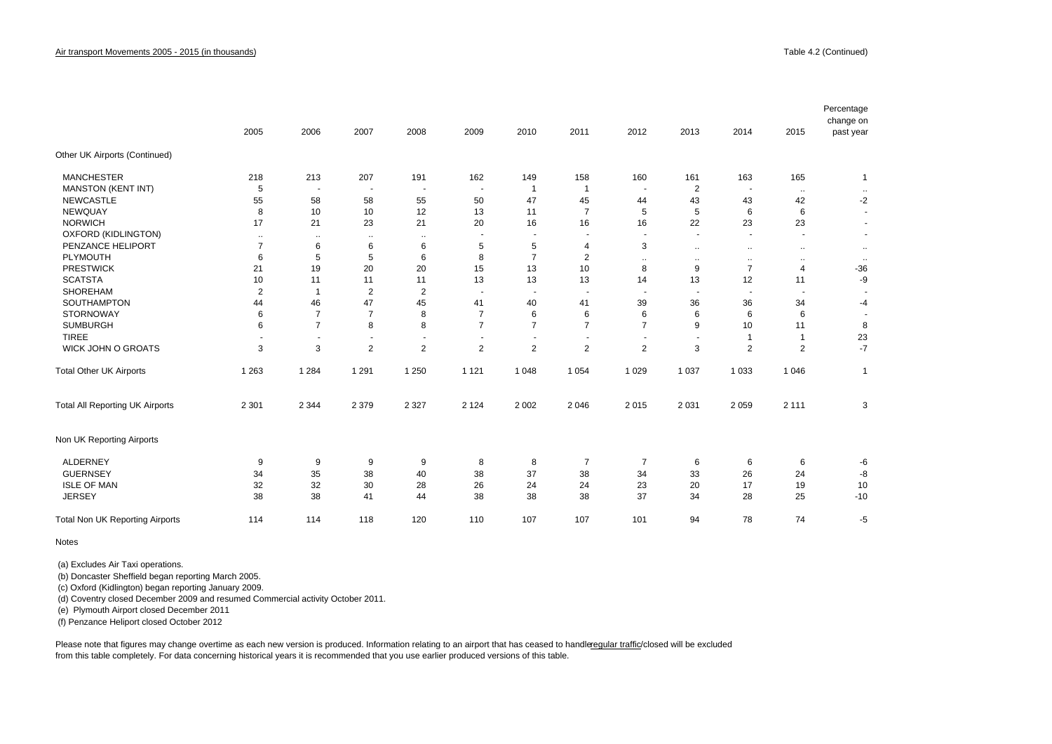Air transport Movements 2005 - 2015 (in thousands)

Table 4.2 (Continued)

| | 2005 | 2006 | 2007 | 2008 | 2009 | 2010 | 2011 | 2012 | 2013 | 2014 | 2015 | Percentage change on past year |
|---|---|---|---|---|---|---|---|---|---|---|---|---|
| Other UK Airports (Continued) | | | | | | | | | | | | |
| MANCHESTER | 218 | 213 | 207 | 191 | 162 | 149 | 158 | 160 | 161 | 163 | 165 | 1 |
| MANSTON (KENT INT) | 5 | - | - | - | - | 1 | 1 | - | 2 | - | .. | .. |
| NEWCASTLE | 55 | 58 | 58 | 55 | 50 | 47 | 45 | 44 | 43 | 43 | 42 | -2 |
| NEWQUAY | 8 | 10 | 10 | 12 | 13 | 11 | 7 | 5 | 5 | 6 | 6 | - |
| NORWICH | 17 | 21 | 23 | 21 | 20 | 16 | 16 | 16 | 22 | 23 | 23 | - |
| OXFORD (KIDLINGTON) | .. | .. | .. | .. | - | - | - | - | - | - | - | - |
| PENZANCE HELIPORT | 7 | 6 | 6 | 6 | 5 | 5 | 4 | 3 | .. | .. | .. | .. |
| PLYMOUTH | 6 | 5 | 5 | 6 | 8 | 7 | 2 | .. | .. | .. | .. | .. |
| PRESTWICK | 21 | 19 | 20 | 20 | 15 | 13 | 10 | 8 | 9 | 7 | 4 | -36 |
| SCATSTA | 10 | 11 | 11 | 11 | 13 | 13 | 13 | 14 | 13 | 12 | 11 | -9 |
| SHOREHAM | 2 | 1 | 2 | 2 | - | - | - | - | - | - | - | - |
| SOUTHAMPTON | 44 | 46 | 47 | 45 | 41 | 40 | 41 | 39 | 36 | 36 | 34 | -4 |
| STORNOWAY | 6 | 7 | 7 | 8 | 7 | 6 | 6 | 6 | 6 | 6 | 6 | - |
| SUMBURGH | 6 | 7 | 8 | 8 | 7 | 7 | 7 | 7 | 9 | 10 | 11 | 8 |
| TIREE | - | - | - | - | - | - | - | - | - | 1 | 1 | 23 |
| WICK JOHN O GROATS | 3 | 3 | 2 | 2 | 2 | 2 | 2 | 2 | 3 | 2 | 2 | -7 |
| Total Other UK Airports | 1 263 | 1 284 | 1 291 | 1 250 | 1 121 | 1 048 | 1 054 | 1 029 | 1 037 | 1 033 | 1 046 | 1 |
| Total All Reporting UK Airports | 2 301 | 2 344 | 2 379 | 2 327 | 2 124 | 2 002 | 2 046 | 2 015 | 2 031 | 2 059 | 2 111 | 3 |
| Non UK Reporting Airports | | | | | | | | | | | | |
| ALDERNEY | 9 | 9 | 9 | 9 | 8 | 8 | 7 | 7 | 6 | 6 | 6 | -6 |
| GUERNSEY | 34 | 35 | 38 | 40 | 38 | 37 | 38 | 34 | 33 | 26 | 24 | -8 |
| ISLE OF MAN | 32 | 32 | 30 | 28 | 26 | 24 | 24 | 23 | 20 | 17 | 19 | 10 |
| JERSEY | 38 | 38 | 41 | 44 | 38 | 38 | 38 | 37 | 34 | 28 | 25 | -10 |
| Total Non UK Reporting Airports | 114 | 114 | 118 | 120 | 110 | 107 | 107 | 101 | 94 | 78 | 74 | -5 |

Notes

(a) Excludes Air Taxi operations.

(b) Doncaster Sheffield began reporting March 2005.

(c) Oxford (Kidlington) began reporting January 2009.

(d) Coventry closed December 2009 and resumed Commercial activity October 2011.

(e) Plymouth Airport closed December 2011

(f) Penzance Heliport closed October 2012

Please note that figures may change overtime as each new version is produced. Information relating to an airport that has ceased to handle regular traffic/closed will be excluded from this table completely. For data concerning historical years it is recommended that you use earlier produced versions of this table.